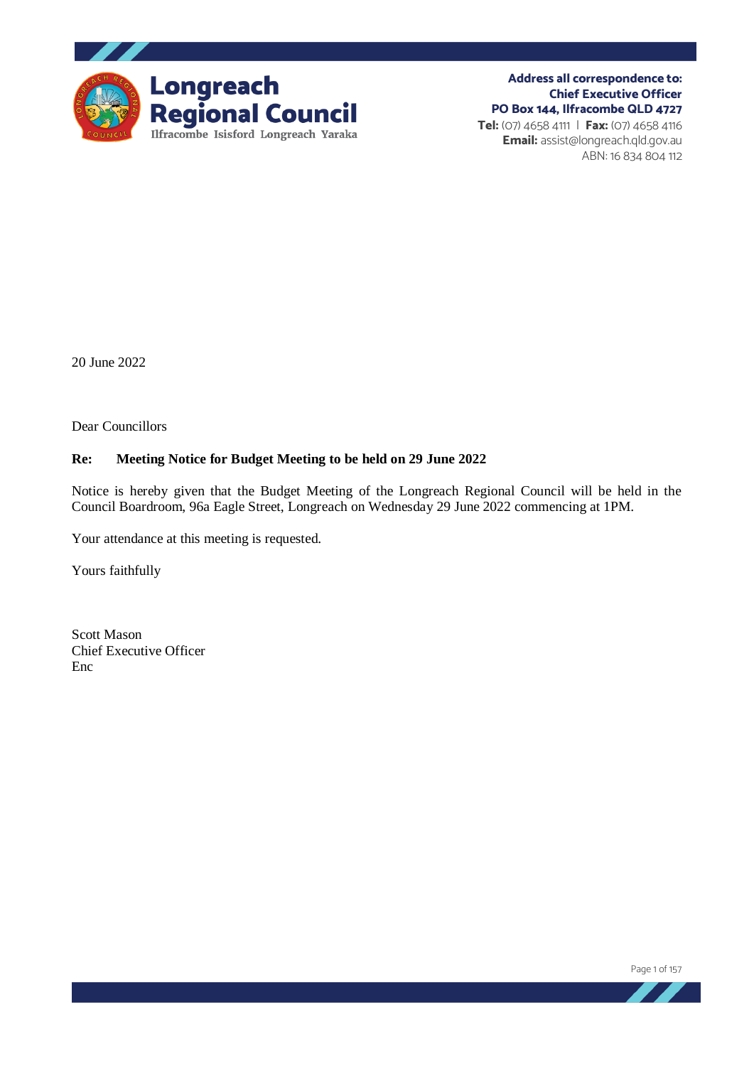**Longreach Regional Council**
Ilfracombe Isisford Longreach Yaraka

**Address all correspondence to:**
**Chief Executive Officer**
**PO Box 144, Ilfracombe QLD 4727**
**Tel:** (07) 4658 4111 | **Fax:** (07) 4658 4116
**Email:** assist@longreach.qld.gov.au
ABN: 16 834 804 112

20 June 2022

Dear Councillors

**Re: Meeting Notice for Budget Meeting to be held on 29 June 2022**

Notice is hereby given that the Budget Meeting of the Longreach Regional Council will be held in the Council Boardroom, 96a Eagle Street, Longreach on Wednesday 29 June 2022 commencing at 1PM.

Your attendance at this meeting is requested.

Yours faithfully

Scott Mason
Chief Executive Officer
Enc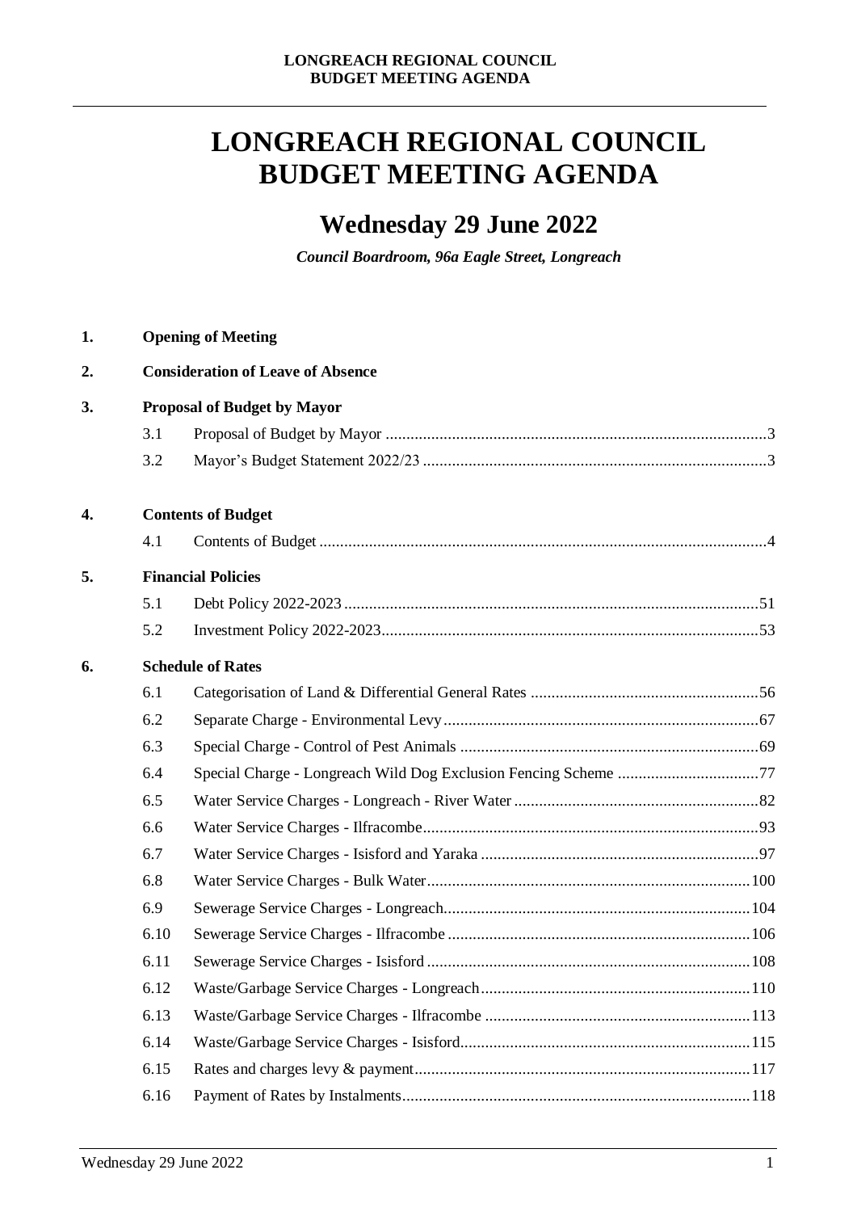# LONGREACH REGIONAL COUNCIL BUDGET MEETING AGENDA

## Wednesday 29 June 2022

***Council Boardroom, 96a Eagle Street, Longreach***

**1. Opening of Meeting**

**2. Consideration of Leave of Absence**

**3. Proposal of Budget by Mayor**

| | | |
|---|---|---|
| 3.1 | Proposal of Budget by Mayor | 3 |
| 3.2 | Mayor's Budget Statement 2022/23 | 3 |

**4. Contents of Budget**

| | | |
|---|---|---|
| 4.1 | Contents of Budget | 4 |

**5. Financial Policies**

| | | |
|---|---|---|
| 5.1 | Debt Policy 2022-2023 | 51 |
| 5.2 | Investment Policy 2022-2023 | 53 |

**6. Schedule of Rates**

| | | |
|---|---|---|
| 6.1 | Categorisation of Land & Differential General Rates | 56 |
| 6.2 | Separate Charge - Environmental Levy | 67 |
| 6.3 | Special Charge - Control of Pest Animals | 69 |
| 6.4 | Special Charge - Longreach Wild Dog Exclusion Fencing Scheme | 77 |
| 6.5 | Water Service Charges - Longreach - River Water | 82 |
| 6.6 | Water Service Charges - Ilfracombe | 93 |
| 6.7 | Water Service Charges - Isisford and Yaraka | 97 |
| 6.8 | Water Service Charges - Bulk Water | 100 |
| 6.9 | Sewerage Service Charges - Longreach | 104 |
| 6.10 | Sewerage Service Charges - Ilfracombe | 106 |
| 6.11 | Sewerage Service Charges - Isisford | 108 |
| 6.12 | Waste/Garbage Service Charges - Longreach | 110 |
| 6.13 | Waste/Garbage Service Charges - Ilfracombe | 113 |
| 6.14 | Waste/Garbage Service Charges - Isisford | 115 |
| 6.15 | Rates and charges levy & payment | 117 |
| 6.16 | Payment of Rates by Instalments | 118 |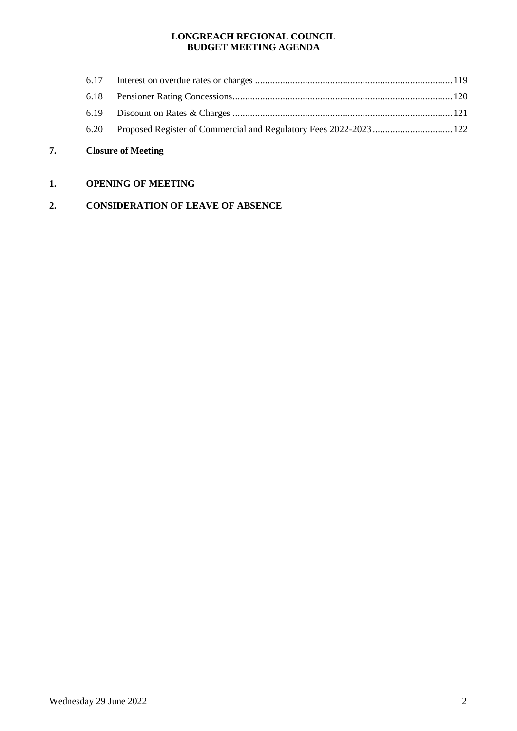6.17 Interest on overdue rates or charges ............................................................................... 119

6.18 Pensioner Rating Concessions ......................................................................................... 120

6.19 Discount on Rates & Charges ......................................................................................... 121

6.20 Proposed Register of Commercial and Regulatory Fees 2022-2023 ................................ 122

**7. Closure of Meeting**

## 1. OPENING OF MEETING

## 2. CONSIDERATION OF LEAVE OF ABSENCE